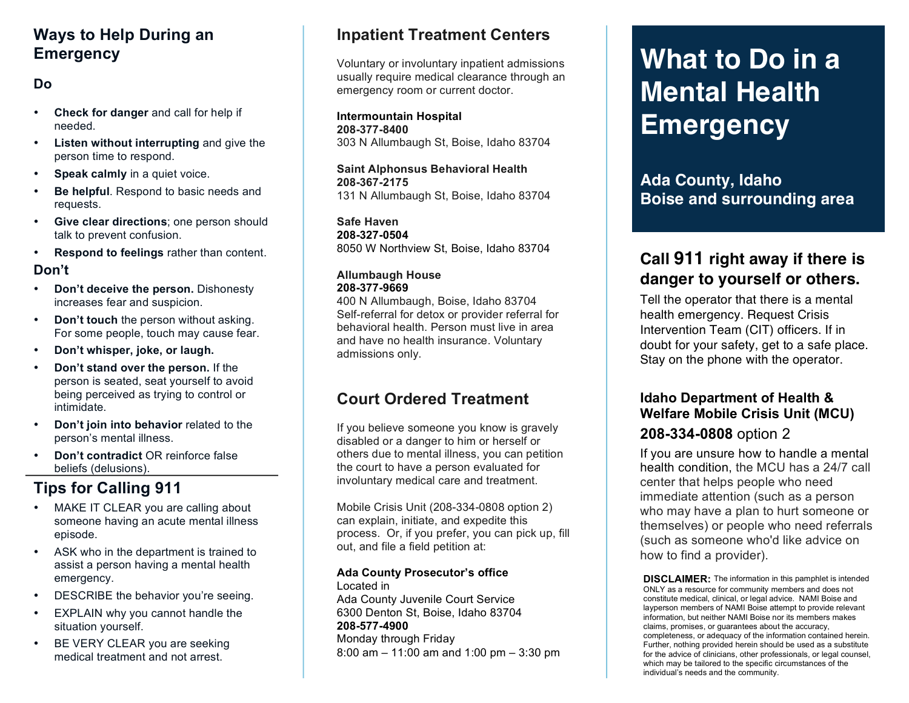## Ways to Help During an Emergency

### Do

- **Check for danger** and call for help if needed.
- **Listen without interrupting** and give the person time to respond.
- **Speak calmly** in a quiet voice.
- **Be helpful**. Respond to basic needs and requests.
- **Give clear directions**; one person should talk to prevent confusion.
- **Respond to feelings** rather than content.

### Don't

- **Don't deceive the person.** Dishonesty increases fear and suspicion.
- **Don't touch** the person without asking. For some people, touch may cause fear.
- **Don't whisper, joke, or laugh.**
- **Don't stand over the person.** If the person is seated, seat yourself to avoid being perceived as trying to control or intimidate.
- **Don't join into behavior** related to the person's mental illness.
- **Don't contradict** OR reinforce false beliefs (delusions).

## Tips for Calling 911

- MAKE IT CLEAR you are calling about someone having an acute mental illness episode.
- ASK who in the department is trained to assist a person having a mental health emergency.
- DESCRIBE the behavior you're seeing.
- EXPLAIN why you cannot handle the situation yourself.
- BE VERY CLEAR you are seeking medical treatment and not arrest.

## Inpatient Treatment Centers

Voluntary or involuntary inpatient admissions usually require medical clearance through an emergency room or current doctor.

**Intermountain Hospital**
**208-377-8400**
303 N Allumbaugh St, Boise, Idaho 83704

**Saint Alphonsus Behavioral Health**
**208-367-2175**
131 N Allumbaugh St, Boise, Idaho 83704

**Safe Haven**
**208-327-0504**
8050 W Northview St, Boise, Idaho 83704

**Allumbaugh House**
**208-377-9669**
400 N Allumbaugh, Boise, Idaho 83704
Self-referral for detox or provider referral for behavioral health. Person must live in area and have no health insurance. Voluntary admissions only.

## Court Ordered Treatment

If you believe someone you know is gravely disabled or a danger to him or herself or others due to mental illness, you can petition the court to have a person evaluated for involuntary medical care and treatment.

Mobile Crisis Unit (208-334-0808 option 2) can explain, initiate, and expedite this process. Or, if you prefer, you can pick up, fill out, and file a field petition at:

**Ada County Prosecutor's office**
Located in
Ada County Juvenile Court Service
6300 Denton St, Boise, Idaho 83704
**208-577-4900**
Monday through Friday
8:00 am – 11:00 am and 1:00 pm – 3:30 pm

# What to Do in a Mental Health Emergency

## Ada County, Idaho
## Boise and surrounding area

## Call 911 right away if there is danger to yourself or others.

Tell the operator that there is a mental health emergency. Request Crisis Intervention Team (CIT) officers. If in doubt for your safety, get to a safe place. Stay on the phone with the operator.

### Idaho Department of Health & Welfare Mobile Crisis Unit (MCU)

**208-334-0808** option 2

If you are unsure how to handle a mental health condition, the MCU has a 24/7 call center that helps people who need immediate attention (such as a person who may have a plan to hurt someone or themselves) or people who need referrals (such as someone who'd like advice on how to find a provider).

**DISCLAIMER:** The information in this pamphlet is intended ONLY as a resource for community members and does not constitute medical, clinical, or legal advice. NAMI Boise and layperson members of NAMI Boise attempt to provide relevant information, but neither NAMI Boise nor its members makes claims, promises, or guarantees about the accuracy, completeness, or adequacy of the information contained herein. Further, nothing provided herein should be used as a substitute for the advice of clinicians, other professionals, or legal counsel, which may be tailored to the specific circumstances of the individual's needs and the community.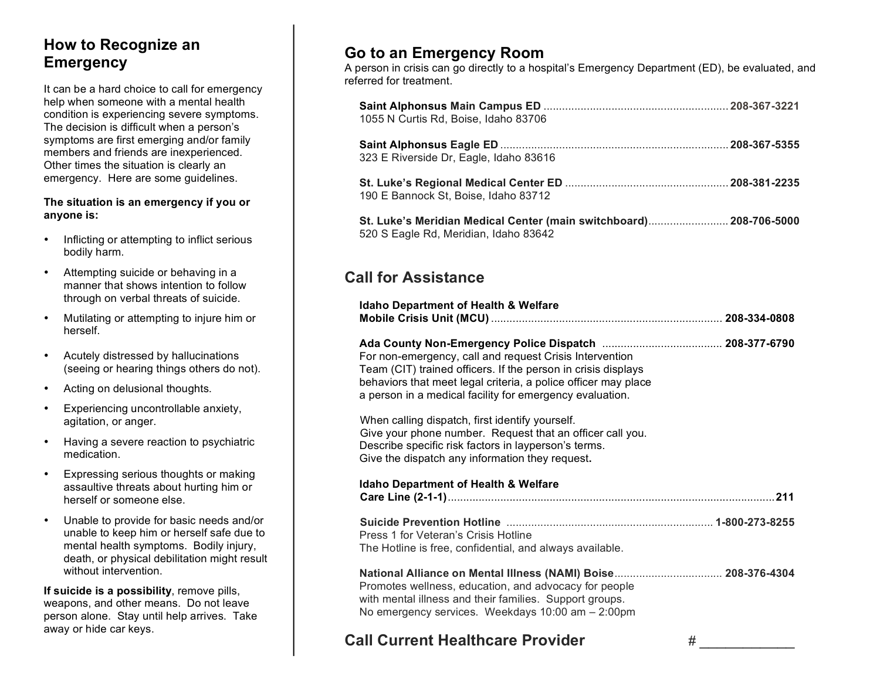## How to Recognize an Emergency

It can be a hard choice to call for emergency help when someone with a mental health condition is experiencing severe symptoms. The decision is difficult when a person's symptoms are first emerging and/or family members and friends are inexperienced. Other times the situation is clearly an emergency. Here are some guidelines.

**The situation is an emergency if you or anyone is:**

- Inflicting or attempting to inflict serious bodily harm.
- Attempting suicide or behaving in a manner that shows intention to follow through on verbal threats of suicide.
- Mutilating or attempting to injure him or herself.
- Acutely distressed by hallucinations (seeing or hearing things others do not).
- Acting on delusional thoughts.
- Experiencing uncontrollable anxiety, agitation, or anger.
- Having a severe reaction to psychiatric medication.
- Expressing serious thoughts or making assaultive threats about hurting him or herself or someone else.
- Unable to provide for basic needs and/or unable to keep him or herself safe due to mental health symptoms. Bodily injury, death, or physical debilitation might result without intervention.

**If suicide is a possibility**, remove pills, weapons, and other means. Do not leave person alone. Stay until help arrives. Take away or hide car keys.

## Go to an Emergency Room

A person in crisis can go directly to a hospital's Emergency Department (ED), be evaluated, and referred for treatment.

**Saint Alphonsus Main Campus ED** .......... **208-367-3221**
1055 N Curtis Rd, Boise, Idaho 83706

**Saint Alphonsus Eagle ED** .......... **208-367-5355**
323 E Riverside Dr, Eagle, Idaho 83616

**St. Luke's Regional Medical Center ED** .......... **208-381-2235**
190 E Bannock St, Boise, Idaho 83712

**St. Luke's Meridian Medical Center (main switchboard)** .......... **208-706-5000**
520 S Eagle Rd, Meridian, Idaho 83642

## Call for Assistance

**Idaho Department of Health & Welfare Mobile Crisis Unit (MCU)** .......... **208-334-0808**

**Ada County Non-Emergency Police Dispatch** .......... **208-377-6790**
For non-emergency, call and request Crisis Intervention Team (CIT) trained officers. If the person in crisis displays behaviors that meet legal criteria, a police officer may place a person in a medical facility for emergency evaluation.

When calling dispatch, first identify yourself. Give your phone number. Request that an officer call you. Describe specific risk factors in layperson's terms. Give the dispatch any information they request.

**Idaho Department of Health & Welfare Care Line (2-1-1)** .......... **211**

**Suicide Prevention Hotline** .......... **1-800-273-8255**
Press 1 for Veteran's Crisis Hotline
The Hotline is free, confidential, and always available.

**National Alliance on Mental Illness (NAMI) Boise** .......... **208-376-4304**
Promotes wellness, education, and advocacy for people with mental illness and their families. Support groups.
No emergency services. Weekdays 10:00 am – 2:00pm

## Call Current Healthcare Provider

\# ____________